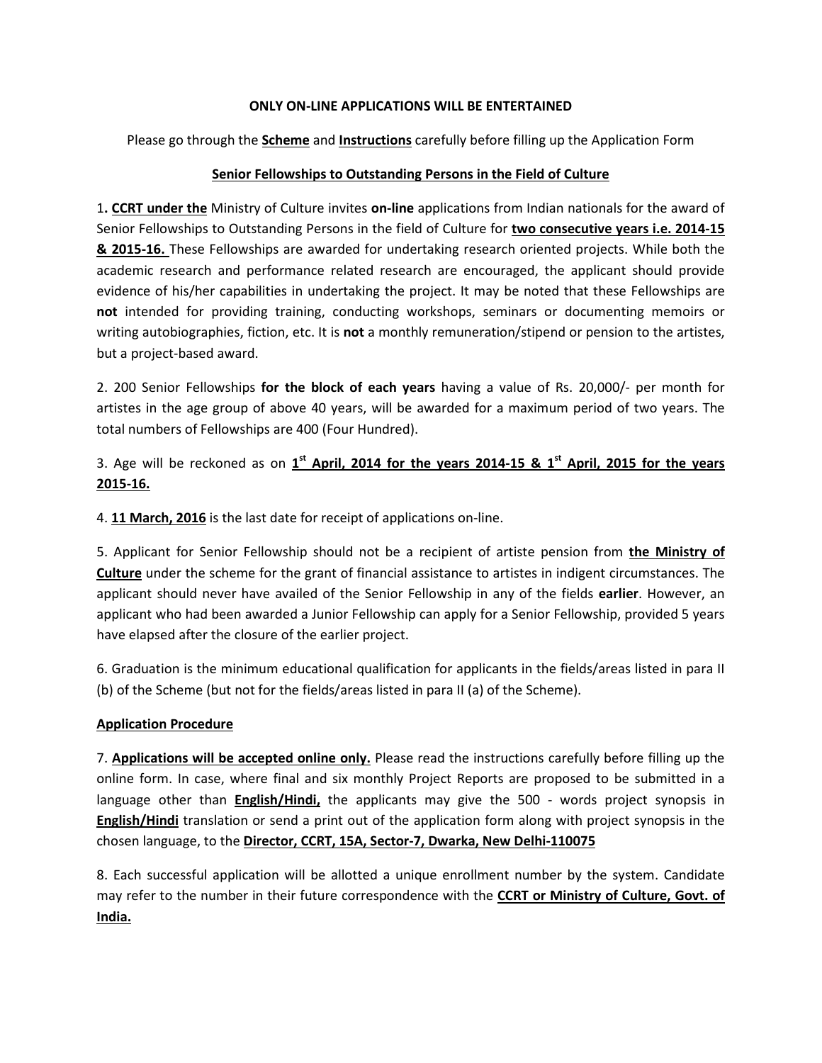**ONLY ON-LINE APPLICATIONS WILL BE ENTERTAINED**

Please go through the **Scheme** and **Instructions** carefully before filling up the Application Form

**Senior Fellowships to Outstanding Persons in the Field of Culture**

1**. CCRT under the** Ministry of Culture invites **on-line** applications from Indian nationals for the award of Senior Fellowships to Outstanding Persons in the field of Culture for **two consecutive years i.e. 2014-15 & 2015-16.** These Fellowships are awarded for undertaking research oriented projects. While both the academic research and performance related research are encouraged, the applicant should provide evidence of his/her capabilities in undertaking the project. It may be noted that these Fellowships are **not** intended for providing training, conducting workshops, seminars or documenting memoirs or writing autobiographies, fiction, etc. It is **not** a monthly remuneration/stipend or pension to the artistes, but a project-based award.

2. 200 Senior Fellowships **for the block of each years** having a value of Rs. 20,000/- per month for artistes in the age group of above 40 years, will be awarded for a maximum period of two years. The total numbers of Fellowships are 400 (Four Hundred).

3. Age will be reckoned as on **1st April, 2014 for the years 2014-15 & 1st April, 2015 for the years 2015-16.**

4. **11 March, 2016** is the last date for receipt of applications on-line.

5. Applicant for Senior Fellowship should not be a recipient of artiste pension from **the Ministry of Culture** under the scheme for the grant of financial assistance to artistes in indigent circumstances. The applicant should never have availed of the Senior Fellowship in any of the fields **earlier**. However, an applicant who had been awarded a Junior Fellowship can apply for a Senior Fellowship, provided 5 years have elapsed after the closure of the earlier project.

6. Graduation is the minimum educational qualification for applicants in the fields/areas listed in para II (b) of the Scheme (but not for the fields/areas listed in para II (a) of the Scheme).

**Application Procedure**

7. **Applications will be accepted online only.** Please read the instructions carefully before filling up the online form. In case, where final and six monthly Project Reports are proposed to be submitted in a language other than **English/Hindi,** the applicants may give the 500 - words project synopsis in **English/Hindi** translation or send a print out of the application form along with project synopsis in the chosen language, to the **Director, CCRT, 15A, Sector-7, Dwarka, New Delhi-110075**

8. Each successful application will be allotted a unique enrollment number by the system. Candidate may refer to the number in their future correspondence with the **CCRT or Ministry of Culture, Govt. of India.**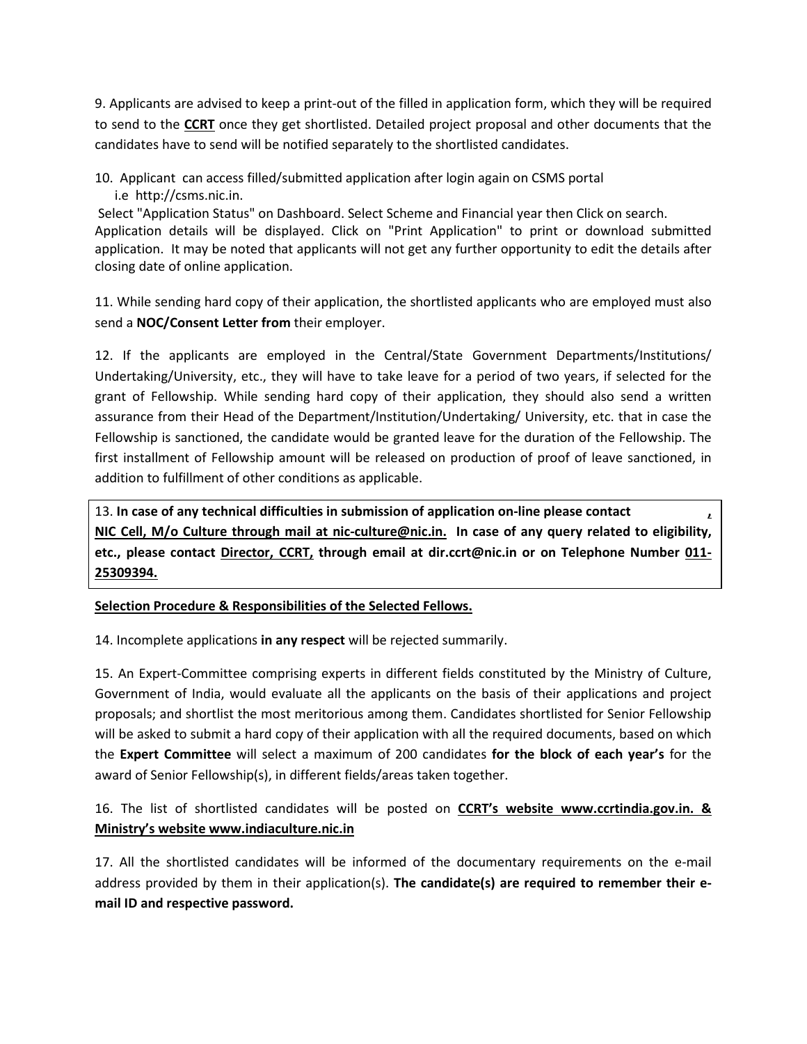9. Applicants are advised to keep a print-out of the filled in application form, which they will be required to send to the **CCRT** once they get shortlisted. Detailed project proposal and other documents that the candidates have to send will be notified separately to the shortlisted candidates.

10. Applicant can access filled/submitted application after login again on CSMS portal i.e http://csms.nic.in.

Select "Application Status" on Dashboard. Select Scheme and Financial year then Click on search. Application details will be displayed. Click on "Print Application" to print or download submitted application. It may be noted that applicants will not get any further opportunity to edit the details after closing date of online application.

11. While sending hard copy of their application, the shortlisted applicants who are employed must also send a **NOC/Consent Letter from** their employer.

12. If the applicants are employed in the Central/State Government Departments/Institutions/ Undertaking/University, etc., they will have to take leave for a period of two years, if selected for the grant of Fellowship. While sending hard copy of their application, they should also send a written assurance from their Head of the Department/Institution/Undertaking/ University, etc. that in case the Fellowship is sanctioned, the candidate would be granted leave for the duration of the Fellowship. The first installment of Fellowship amount will be released on production of proof of leave sanctioned, in addition to fulfillment of other conditions as applicable.

13. **In case of any technical difficulties in submission of application on-line please contact NIC Cell, M/o Culture through mail at nic-culture@nic.in. In case of any query related to eligibility, etc., please contact Director, CCRT, through email at dir.ccrt@nic.in or on Telephone Number 011-25309394.**

**Selection Procedure & Responsibilities of the Selected Fellows.**

14. Incomplete applications **in any respect** will be rejected summarily.

15. An Expert-Committee comprising experts in different fields constituted by the Ministry of Culture, Government of India, would evaluate all the applicants on the basis of their applications and project proposals; and shortlist the most meritorious among them. Candidates shortlisted for Senior Fellowship will be asked to submit a hard copy of their application with all the required documents, based on which the **Expert Committee** will select a maximum of 200 candidates **for the block of each year's** for the award of Senior Fellowship(s), in different fields/areas taken together.

16. The list of shortlisted candidates will be posted on **CCRT's website www.ccrtindia.gov.in. & Ministry's website www.indiaculture.nic.in**

17. All the shortlisted candidates will be informed of the documentary requirements on the e-mail address provided by them in their application(s). **The candidate(s) are required to remember their e-mail ID and respective password.**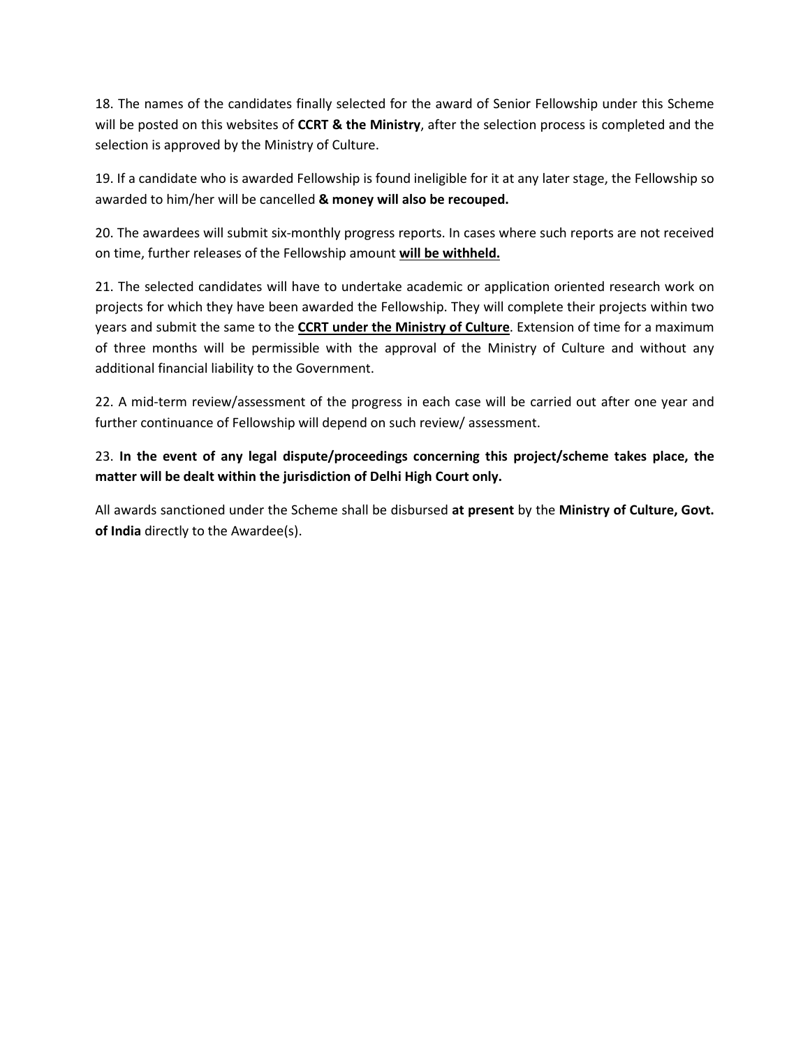18. The names of the candidates finally selected for the award of Senior Fellowship under this Scheme will be posted on this websites of **CCRT & the Ministry**, after the selection process is completed and the selection is approved by the Ministry of Culture.

19. If a candidate who is awarded Fellowship is found ineligible for it at any later stage, the Fellowship so awarded to him/her will be cancelled **& money will also be recouped.**

20. The awardees will submit six-monthly progress reports. In cases where such reports are not received on time, further releases of the Fellowship amount <u>**will be withheld.**</u>

21. The selected candidates will have to undertake academic or application oriented research work on projects for which they have been awarded the Fellowship. They will complete their projects within two years and submit the same to the <u>**CCRT under the Ministry of Culture**</u>. Extension of time for a maximum of three months will be permissible with the approval of the Ministry of Culture and without any additional financial liability to the Government.

22. A mid-term review/assessment of the progress in each case will be carried out after one year and further continuance of Fellowship will depend on such review/ assessment.

23. **In the event of any legal dispute/proceedings concerning this project/scheme takes place, the matter will be dealt within the jurisdiction of Delhi High Court only.**

All awards sanctioned under the Scheme shall be disbursed **at present** by the **Ministry of Culture, Govt. of India** directly to the Awardee(s).